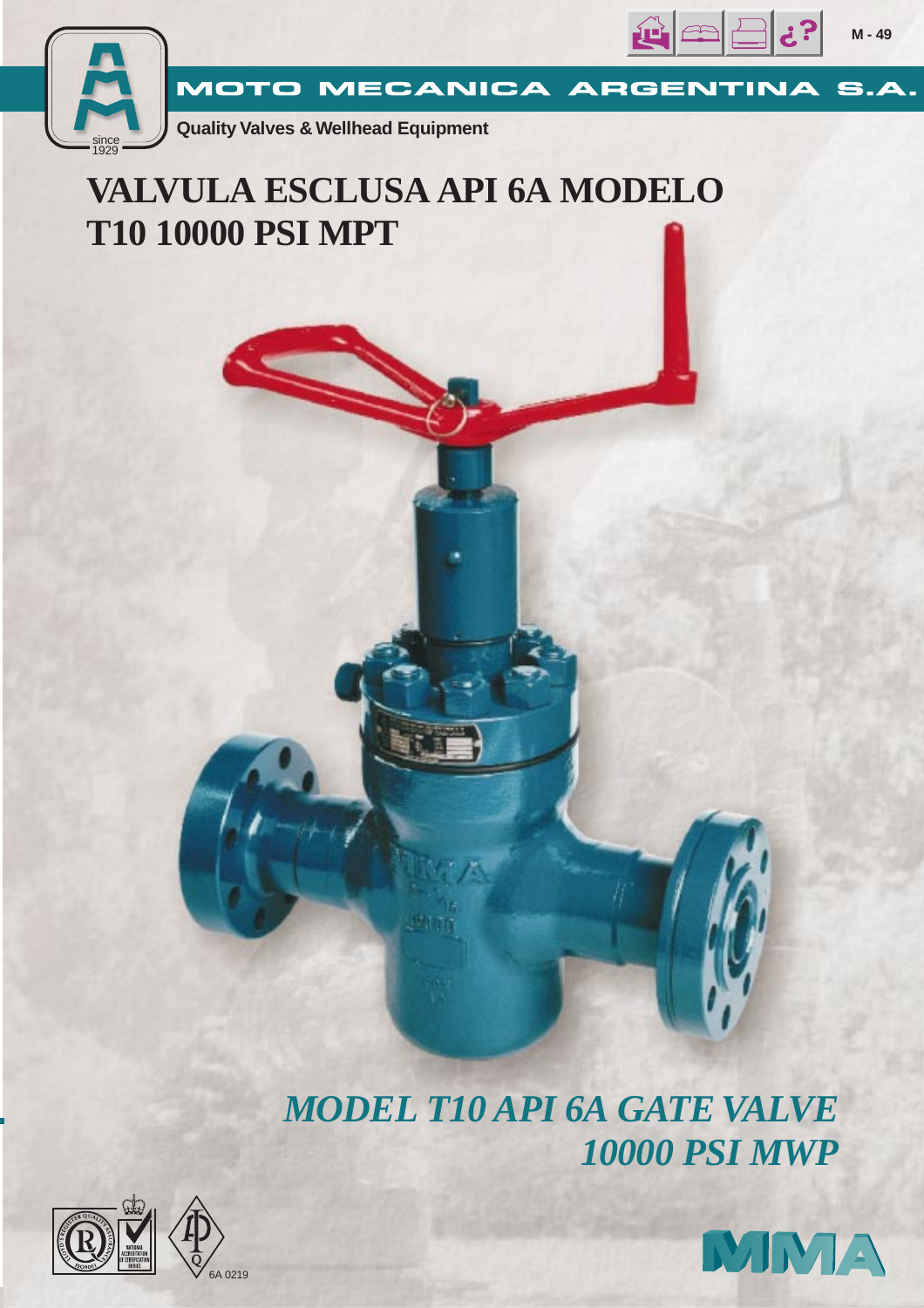MOTO MECANICA ARGENTINA S.A.

Quality Valves & Wellhead Equipment

# VALVULA ESCLUSA API 6A MODELO T10 10000 PSI MPT

## *MODEL T10 API 6A GATE VALVE 10000 PSI MWP*

6A 0219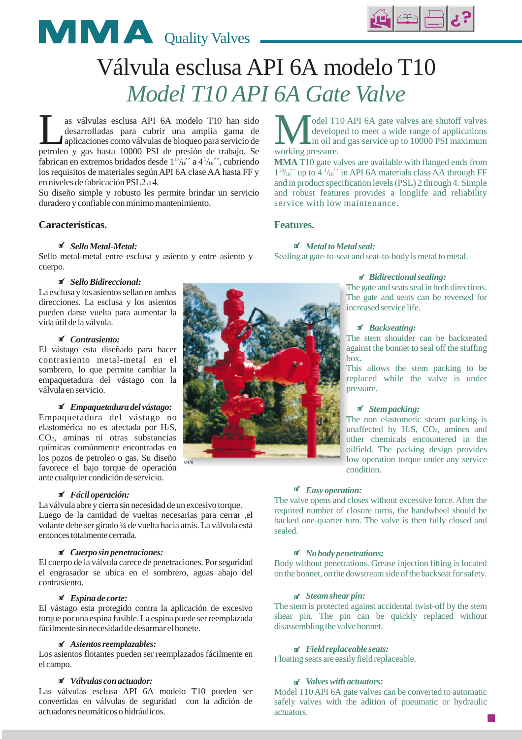# MMA Quality Valves

# Válvula esclusa API 6A modelo T10

## *Model T10 API 6A Gate Valve*

Las válvulas esclusa API 6A modelo T10 han sido desarrolladas para cubrir una amplia gama de aplicaciones como válvulas de bloqueo para servicio de petroleo y gas hasta 10000 PSI de presión de trabajo. Se fabrican en extremos bridados desde $1^{13}/_{16}$´´ a $4^{1}/_{16}$´´, cubriendo los requisitos de materiales según API 6A clase AA hasta FF y en niveles de fabricación PSL2 a 4.

Su diseño simple y robusto les permite brindar un servicio duradero y confiable con mínimo mantenimiento.

### Características.

**☑ *Sello Metal-Metal:***
Sello metal-metal entre esclusa y asiento y entre asiento y cuerpo.

**☑ *Sello Bidireccional:***
La esclusa y los asientos sellan en ambas direcciones. La esclusa y los asientos pueden darse vuelta para aumentar la vida útil de la válvula.

**☑ *Contrasiento:***
El vástago esta diseñado para hacer contrasiento metal-metal en el sombrero, lo que permite cambiar la empaquetadura del vástago con la válvula en servicio.

**☑ *Empaquetadura del vástago:***
Empaquetadura del vástago no elastomérica no es afectada por $H_2S$, $CO_2$, aminas ni otras substancias químicas comúnmente encontradas en los pozos de petroleo o gas. Su diseño favorece el bajo torque de operación ante cualquier condición de servicio.

**☑ *Fácil operación:***
La válvula abre y cierra sin necesidad de un excesivo torque. Luego de la cantidad de vueltas necesarias para cerrar ,el volante debe ser girado ¼ de vuelta hacia atrás. La válvula está entonces totalmente cerrada.

**☑ *Cuerpo sin penetraciones:***
El cuerpo de la válvula carece de penetraciones. Por seguridad el engrasador se ubica en el sombrero, aguas abajo del contrasiento.

**☑ *Espina de corte:***
El vástago esta protegido contra la aplicación de excesivo torque por una espina fusible. La espina puede ser reemplazada fácilmente sin necesidad de desarmar el bonete.

**☑ *Asientos reemplazables:***
Los asientos flotantes pueden ser reemplazados fácilmente en el campo.

**☑ *Válvulas con actuador:***
Las válvulas esclusa API 6A modelo T10 pueden ser convertidas en válvulas de seguridad con la adición de actuadores neumáticos o hidráulicos.

C479

Model T10 API 6A gate valves are shutoff valves developed to meet a wide range of applications in oil and gas service up to 10000 PSI maximum working pressure.

**MMA** T10 gate valves are available with flanged ends from $1^{13}/_{16}$´´ up to $4^{1}/_{16}$´´ in API 6A materials class AA through FF and in product specification levels (PSL) 2 through 4. Simple and robust features provides a longlife and reliability service with low maintenance.

### Features.

**☑ *Metal to Metal seal:***
Sealing at gate-to-seat and seat-to-body is metal to metal.

**☑ *Bidirectional sealing:***
The gate and seats seal in both directions. The gate and seats can be reversed for increased service life.

**☑ *Backseating:***
The stem shoulder can be backseated against the bonnet to seal off the stuffing box.
This allows the stem packing to be replaced while the valve is under pressure.

**☑ *Stem packing:***
The non elastomeric steam packing is unaffected by $H_2S$, $CO_2$, amines and other chemicals encountered in the oilfield. The packing design provides low operation torque under any service condition.

**☑ *Easy operation:***
The valve opens and closes without excessive force. After the required number of closure turns, the handwheel should be backed one-quarter turn. The valve is then fully closed and sealed.

**☑ *No body penetrations:***
Body without penetrations. Grease injection fitting is located on the bonnet, on the dowstream side of the backseat for safety.

**☑ *Steam shear pin:***
The stem is protected against accidental twist-off by the stem shear pin. The pin can be quickly replaced without disassembling the valve bonnet.

**☑ *Field replaceable seats:***
Floating seats are easily field replaceable.

**☑ *Valves with actuators:***
Model T10 API 6A gate valves can be converted to automatic safely valves with the adition of pneumatic or hydraulic actuators.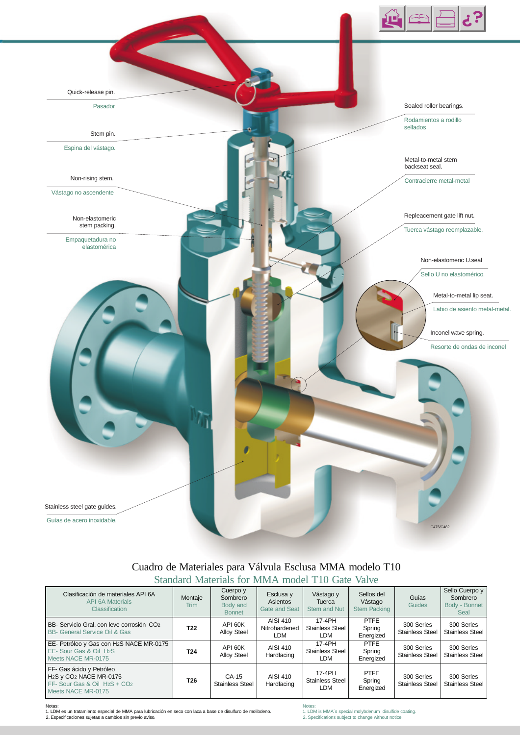Quick-release pin.

Pasador

Stem pin.

Espina del vástago.

Non-rising stem.

Vástago no ascendente

Non-elastomeric stem packing.

Empaquetadura no elastomérica

Stainless steel gate guides.

Guías de acero inoxidable.

Sealed roller bearings.

Rodamientos a rodillo sellados

Metal-to-metal stem backseat seal.

Contracierre metal-metal

Repleacement gate lift nut.

Tuerca vástago reemplazable.

Non-elastomeric U.seal

Sello U no elastomérico.

Metal-to-metal lip seat.

Labio de asiento metal-metal.

Inconel wave spring.

Resorte de ondas de inconel

C475/C482

## Cuadro de Materiales para Válvula Esclusa MMA modelo T10

## Standard Materials for MMA model T10 Gate Valve

| Clasificación de materiales API 6A / API 6A Materials Classification | Montaje / Trim | Cuerpo y Sombrero / Body and Bonnet | Esclusa y Asientos / Gate and Seat | Vástago y Tuerca / Stem and Nut | Sellos del Vástago / Stem Packing | Guías / Guides | Sello Cuerpo y Sombrero / Body - Bonnet Seal |
|---|---|---|---|---|---|---|---|
| BB- Servicio Gral. con leve corrosión $CO_2$ / BB- General Service Oil & Gas | **T22** | API 60K Alloy Steel | AISI 410 Nitrohardened LDM | 17-4PH Stainless Steel LDM | PTFE Spring Energized | 300 Series Stainless Steel | 300 Series Stainless Steel |
| EE- Petróleo y Gas con $H_2S$ NACE MR-0175 / EE- Sour Gas & Oil $H_2S$ Meets NACE MR-0175 | **T24** | API 60K Alloy Steel | AISI 410 Hardfacing | 17-4PH Stainless Steel LDM | PTFE Spring Energized | 300 Series Stainless Steel | 300 Series Stainless Steel |
| FF- Gas ácido y Petróleo $H_2S$ y $CO_2$ NACE MR-0175 / FF- Sour Gas & Oil $H_2S$ + $CO_2$ Meets NACE MR-0175 | **T26** | CA-15 Stainless Steel | AISI 410 Hardfacing | 17-4PH Stainless Steel LDM | PTFE Spring Energized | 300 Series Stainless Steel | 300 Series Stainless Steel |

Notas:
1. LDM es un tratamiento especial de MMA para lubricación en seco con laca a base de disulfuro de molibdeno.
2. Especificaciones sujetas a cambios sin previo aviso.

Notes:
1. LDM is MMA´s special molybdenum disulfide coating.
2. Specifications subject to change without notice.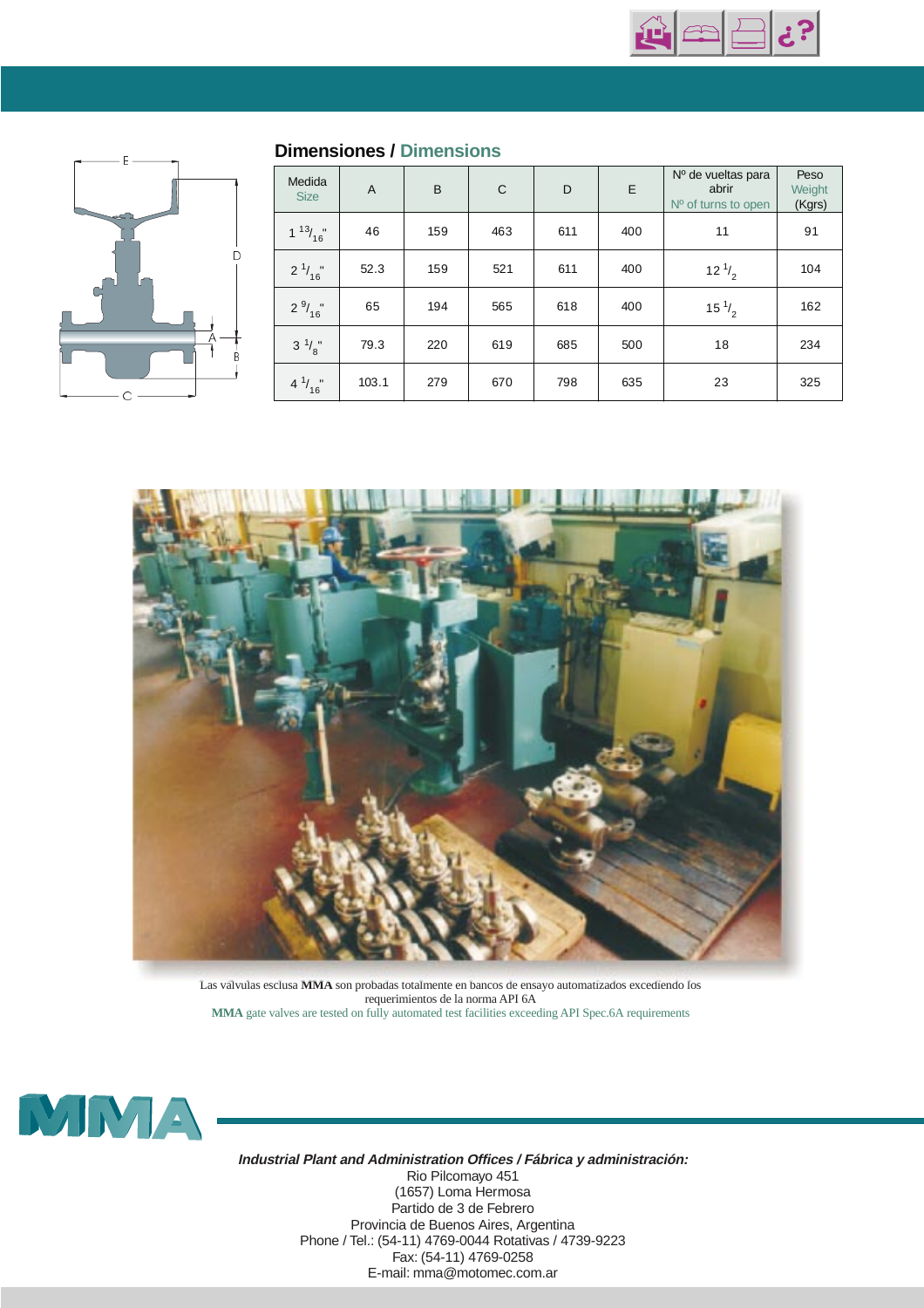## Dimensiones / Dimensions

| Medida Size | A | B | C | D | E | Nº de vueltas para abrir Nº of turns to open | Peso Weight (Kgrs) |
|---|---|---|---|---|---|---|---|
| 1 $^{13}/_{16}$" | 46 | 159 | 463 | 611 | 400 | 11 | 91 |
| 2 $^{1}/_{16}$" | 52.3 | 159 | 521 | 611 | 400 | 12 $^{1}/_{2}$ | 104 |
| 2 $^{9}/_{16}$" | 65 | 194 | 565 | 618 | 400 | 15 $^{1}/_{2}$ | 162 |
| 3 $^{1}/_{8}$" | 79.3 | 220 | 619 | 685 | 500 | 18 | 234 |
| 4 $^{1}/_{16}$" | 103.1 | 279 | 670 | 798 | 635 | 23 | 325 |

Las válvulas esclusa **MMA** son probadas totalmente en bancos de ensayo automatizados excediendo los requerimientos de la norma API 6A

**MMA** gate valves are tested on fully automated test facilities exceeding API Spec.6A requirements

MMA

***Industrial Plant and Administration Offices / Fábrica y administración:***

Rio Pilcomayo 451
(1657) Loma Hermosa
Partido de 3 de Febrero
Provincia de Buenos Aires, Argentina
Phone / Tel.: (54-11) 4769-0044 Rotativas / 4739-9223
Fax: (54-11) 4769-0258
E-mail: mma@motomec.com.ar